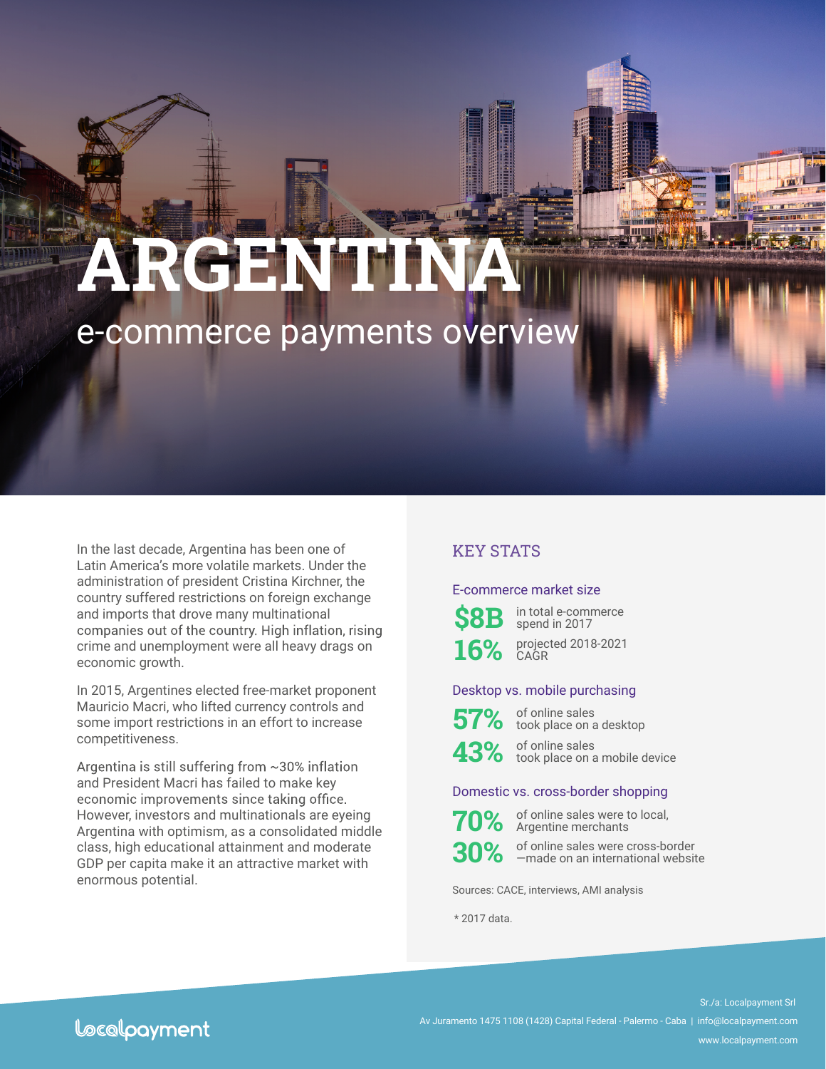# ARGENTINA

## e-commerce payments overview

In the last decade, Argentina has been one of Latin America's more volatile markets. Under the administration of president Cristina Kirchner, the country suffered restrictions on foreign exchange and imports that drove many multinational companies out of the country. High inflation, rising crime and unemployment were all heavy drags on economic growth.

In 2015, Argentines elected free-market proponent Mauricio Macri, who lifted currency controls and some import restrictions in an effort to increase competitiveness.

Argentina is still suffering from ~30% inflation and President Macri has failed to make key economic improvements since taking office. However, investors and multinationals are eyeing Argentina with optimism, as a consolidated middle class, high educational attainment and moderate GDP per capita make it an attractive market with enormous potential.

### KEY STATS

#### E-commerce market size

**$8B** in total e-commerce spend in 2017

**16%** projected 2018-2021 CAGR

#### Desktop vs. mobile purchasing

**57%** of online sales took place on a desktop

**43%** of online sales took place on a mobile device

#### Domestic vs. cross-border shopping

**70%** of online sales were to local, Argentine merchants

**30%** of online sales were cross-border —made on an international website

Sources: CACE, interviews, AMI analysis

* 2017 data.

localpayment

Sr./a: Localpayment Srl

Av Juramento 1475 1108 (1428) Capital Federal - Palermo - Caba | info@localpayment.com

www.localpayment.com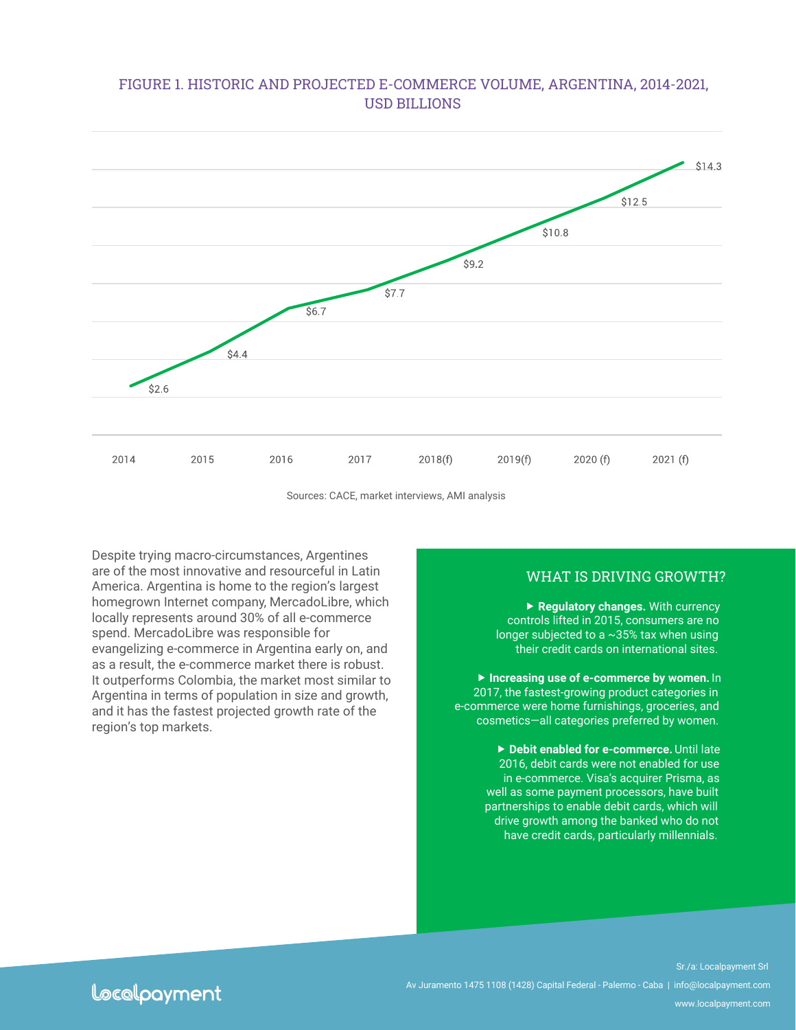## FIGURE 1. HISTORIC AND PROJECTED E-COMMERCE VOLUME, ARGENTINA, 2014-2021, USD BILLIONS

| Year | USD Billions |
| --- | --- |
| 2014 | $2.6 |
| 2015 | $4.4 |
| 2016 | $6.7 |
| 2017 | $7.7 |
| 2018(f) | $9.2 |
| 2019(f) | $10.8 |
| 2020 (f) | $12.5 |
| 2021 (f) | $14.3 |

Sources: CACE, market interviews, AMI analysis

Despite trying macro-circumstances, Argentines are of the most innovative and resourceful in Latin America. Argentina is home to the region's largest homegrown Internet company, MercadoLibre, which locally represents around 30% of all e-commerce spend. MercadoLibre was responsible for evangelizing e-commerce in Argentina early on, and as a result, the e-commerce market there is robust. It outperforms Colombia, the market most similar to Argentina in terms of population in size and growth, and it has the fastest projected growth rate of the region's top markets.

### WHAT IS DRIVING GROWTH?

- **Regulatory changes.** With currency controls lifted in 2015, consumers are no longer subjected to a ~35% tax when using their credit cards on international sites.

- **Increasing use of e-commerce by women.** In 2017, the fastest-growing product categories in e-commerce were home furnishings, groceries, and cosmetics—all categories preferred by women.

- **Debit enabled for e-commerce.** Until late 2016, debit cards were not enabled for use in e-commerce. Visa's acquirer Prisma, as well as some payment processors, have built partnerships to enable debit cards, which will drive growth among the banked who do not have credit cards, particularly millennials.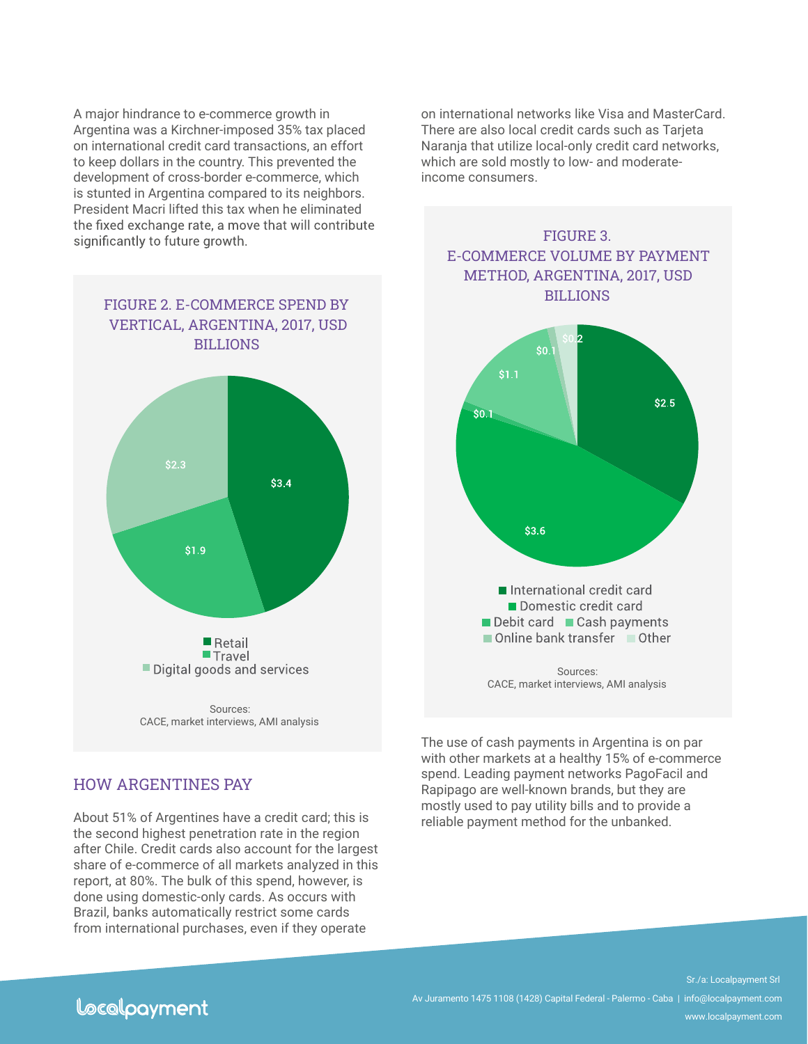A major hindrance to e-commerce growth in Argentina was a Kirchner-imposed 35% tax placed on international credit card transactions, an effort to keep dollars in the country. This prevented the development of cross-border e-commerce, which is stunted in Argentina compared to its neighbors. President Macri lifted this tax when he eliminated the fixed exchange rate, a move that will contribute significantly to future growth.

FIGURE 2. E-COMMERCE SPEND BY VERTICAL, ARGENTINA, 2017, USD BILLIONS

| Vertical | USD billions |
|---|---|
| Retail | $3.4 |
| Travel | $1.9 |
| Digital goods and services | $2.3 |

Sources:
CACE, market interviews, AMI analysis

## HOW ARGENTINES PAY

About 51% of Argentines have a credit card; this is the second highest penetration rate in the region after Chile. Credit cards also account for the largest share of e-commerce of all markets analyzed in this report, at 80%. The bulk of this spend, however, is done using domestic-only cards. As occurs with Brazil, banks automatically restrict some cards from international purchases, even if they operate on international networks like Visa and MasterCard. There are also local credit cards such as Tarjeta Naranja that utilize local-only credit card networks, which are sold mostly to low- and moderate-income consumers.

FIGURE 3. E-COMMERCE VOLUME BY PAYMENT METHOD, ARGENTINA, 2017, USD BILLIONS

| Payment method | USD billions |
|---|---|
| International credit card | $2.5 |
| Domestic credit card | $3.6 |
| Debit card | $0.1 |
| Cash payments | $1.1 |
| Online bank transfer | $0.1 |
| Other | $0.2 |

Sources:
CACE, market interviews, AMI analysis

The use of cash payments in Argentina is on par with other markets at a healthy 15% of e-commerce spend. Leading payment networks PagoFacil and Rapipago are well-known brands, but they are mostly used to pay utility bills and to provide a reliable payment method for the unbanked.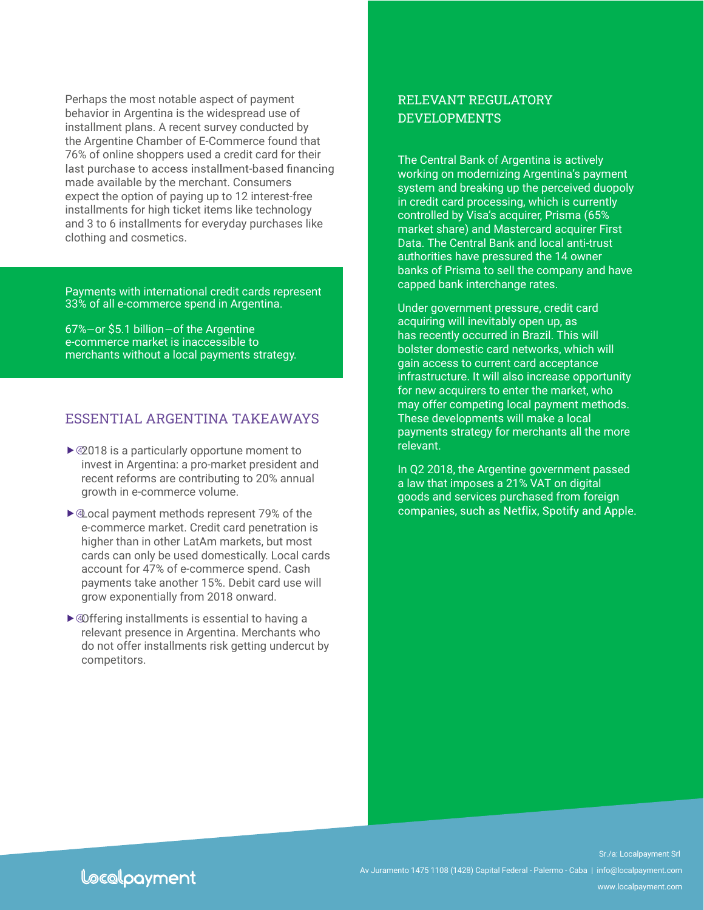Perhaps the most notable aspect of payment behavior in Argentina is the widespread use of installment plans. A recent survey conducted by the Argentine Chamber of E-Commerce found that 76% of online shoppers used a credit card for their last purchase to access installment-based financing made available by the merchant. Consumers expect the option of paying up to 12 interest-free installments for high ticket items like technology and 3 to 6 installments for everyday purchases like clothing and cosmetics.

Payments with international credit cards represent 33% of all e-commerce spend in Argentina.

67%—or $5.1 billion—of the Argentine e-commerce market is inaccessible to merchants without a local payments strategy.

## ESSENTIAL ARGENTINA TAKEAWAYS

- 2018 is a particularly opportune moment to invest in Argentina: a pro-market president and recent reforms are contributing to 20% annual growth in e-commerce volume.
- Local payment methods represent 79% of the e-commerce market. Credit card penetration is higher than in other LatAm markets, but most cards can only be used domestically. Local cards account for 47% of e-commerce spend. Cash payments take another 15%. Debit card use will grow exponentially from 2018 onward.
- Offering installments is essential to having a relevant presence in Argentina. Merchants who do not offer installments risk getting undercut by competitors.

## RELEVANT REGULATORY DEVELOPMENTS

The Central Bank of Argentina is actively working on modernizing Argentina's payment system and breaking up the perceived duopoly in credit card processing, which is currently controlled by Visa's acquirer, Prisma (65% market share) and Mastercard acquirer First Data. The Central Bank and local anti-trust authorities have pressured the 14 owner banks of Prisma to sell the company and have capped bank interchange rates.

Under government pressure, credit card acquiring will inevitably open up, as has recently occurred in Brazil. This will bolster domestic card networks, which will gain access to current card acceptance infrastructure. It will also increase opportunity for new acquirers to enter the market, who may offer competing local payment methods. These developments will make a local payments strategy for merchants all the more relevant.

In Q2 2018, the Argentine government passed a law that imposes a 21% VAT on digital goods and services purchased from foreign companies, such as Netflix, Spotify and Apple.

localpayment

Sr./a: Localpayment Srl

Av Juramento 1475 1108 (1428) Capital Federal - Palermo - Caba | info@localpayment.com

www.localpayment.com